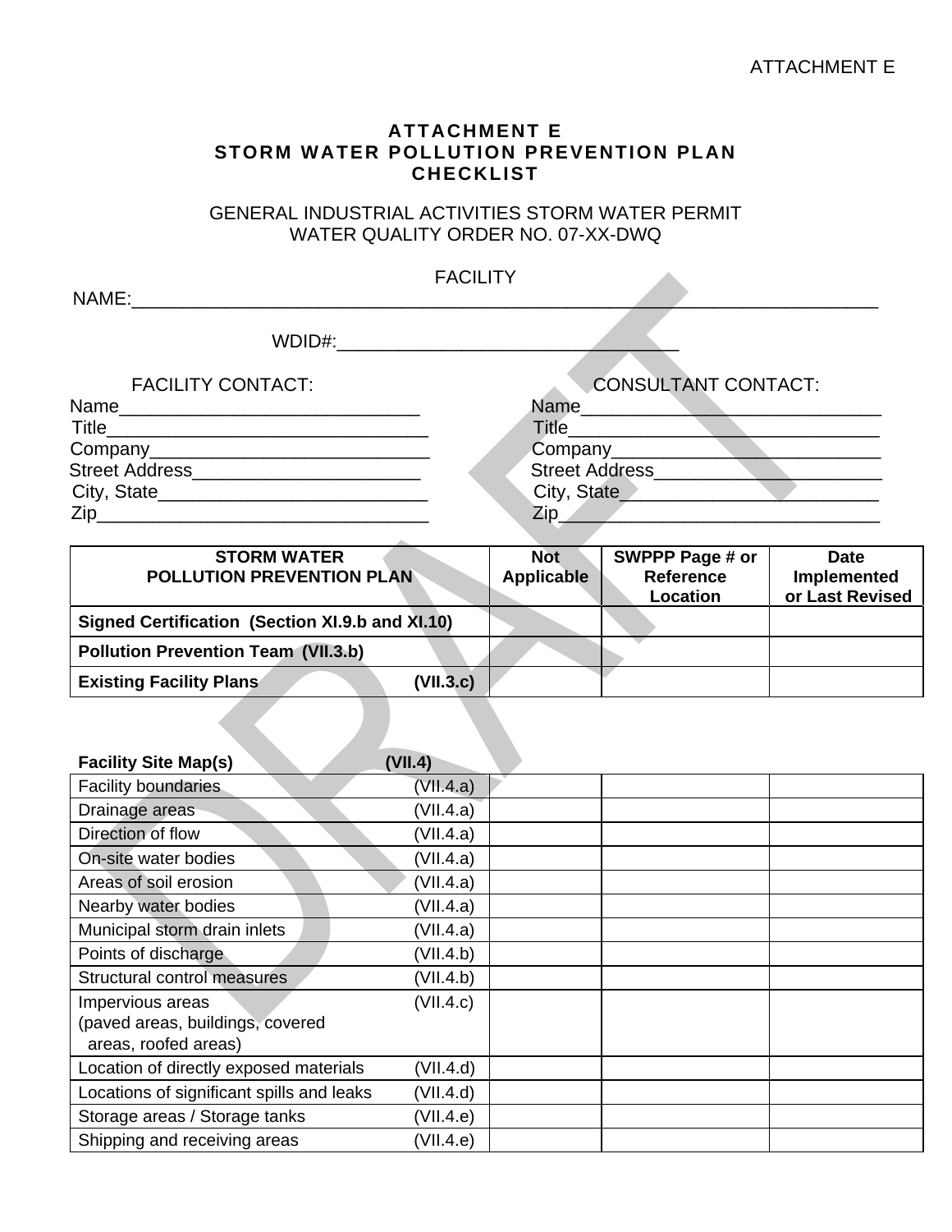ATTACHMENT E

# ATTACHMENT E
# STORM WATER POLLUTION PREVENTION PLAN CHECKLIST

GENERAL INDUSTRIAL ACTIVITIES STORM WATER PERMIT
WATER QUALITY ORDER NO. 07-XX-DWQ

FACILITY NAME:_______________________________________________________________________________

WDID#:__________________________________

| FACILITY CONTACT: | CONSULTANT CONTACT: |
|---|---|
| Name_____________________________ | Name_____________________________ |
| Title_______________________________ | Title______________________________ |
| Company___________________________ | Company___________________________ |
| Street Address______________________ | Street Address______________________ |
| City, State__________________________ | City, State__________________________ |
| Zip________________________________ | Zip________________________________ |

| STORM WATER POLLUTION PREVENTION PLAN | | Not Applicable | SWPPP Page # or Reference Location | Date Implemented or Last Revised |
|---|---|---|---|---|
| **Signed Certification (Section XI.9.b and XI.10)** | | | | |
| **Pollution Prevention Team (VII.3.b)** | | | | |
| **Existing Facility Plans** | **(VII.3.c)** | | | |

| **Facility Site Map(s)** | **(VII.4)** | | | |
|---|---|---|---|---|
| Facility boundaries | (VII.4.a) | | | |
| Drainage areas | (VII.4.a) | | | |
| Direction of flow | (VII.4.a) | | | |
| On-site water bodies | (VII.4.a) | | | |
| Areas of soil erosion | (VII.4.a) | | | |
| Nearby water bodies | (VII.4.a) | | | |
| Municipal storm drain inlets | (VII.4.a) | | | |
| Points of discharge | (VII.4.b) | | | |
| Structural control measures | (VII.4.b) | | | |
| Impervious areas (paved areas, buildings, covered areas, roofed areas) | (VII.4.c) | | | |
| Location of directly exposed materials | (VII.4.d) | | | |
| Locations of significant spills and leaks | (VII.4.d) | | | |
| Storage areas / Storage tanks | (VII.4.e) | | | |
| Shipping and receiving areas | (VII.4.e) | | | |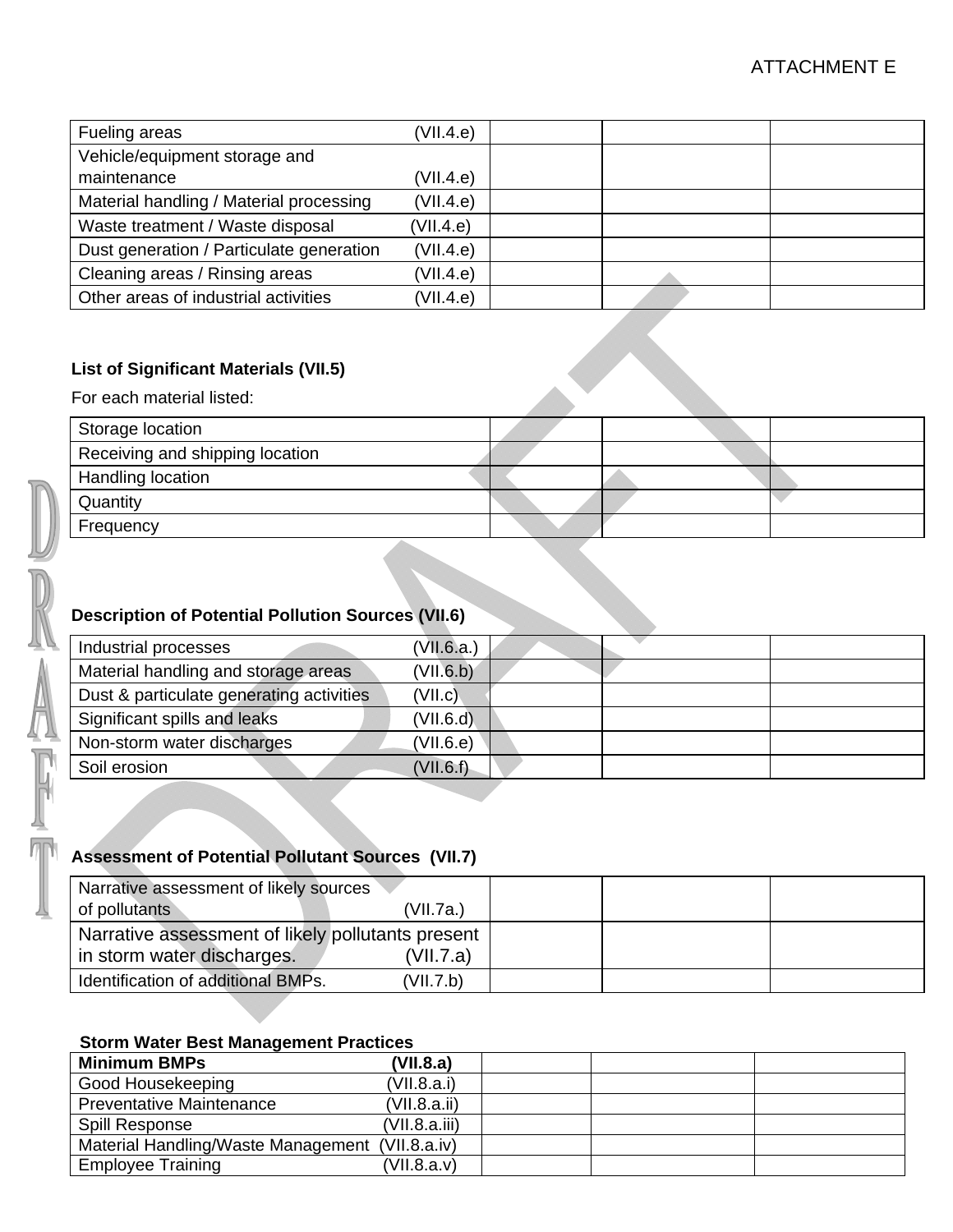ATTACHMENT E

| | | | |
|---|---|---|---|
| Fueling areas (VII.4.e) | | | |
| Vehicle/equipment storage and maintenance (VII.4.e) | | | |
| Material handling / Material processing (VII.4.e) | | | |
| Waste treatment / Waste disposal (VII.4.e) | | | |
| Dust generation / Particulate generation (VII.4.e) | | | |
| Cleaning areas / Rinsing areas (VII.4.e) | | | |
| Other areas of industrial activities (VII.4.e) | | | |

**List of Significant Materials (VII.5)**

For each material listed:

| | | | |
|---|---|---|---|
| Storage location | | | |
| Receiving and shipping location | | | |
| Handling location | | | |
| Quantity | | | |
| Frequency | | | |

**Description of Potential Pollution Sources (VII.6)**

| | | | |
|---|---|---|---|
| Industrial processes (VII.6.a.) | | | |
| Material handling and storage areas (VII.6.b) | | | |
| Dust & particulate generating activities (VII.c) | | | |
| Significant spills and leaks (VII.6.d) | | | |
| Non-storm water discharges (VII.6.e) | | | |
| Soil erosion (VII.6.f) | | | |

**Assessment of Potential Pollutant Sources (VII.7)**

| | | | |
|---|---|---|---|
| Narrative assessment of likely sources of pollutants (VII.7a.) | | | |
| Narrative assessment of likely pollutants present in storm water discharges. (VII.7.a) | | | |
| Identification of additional BMPs. (VII.7.b) | | | |

**Storm Water Best Management Practices**

| **Minimum BMPs (VII.8.a)** | | | |
|---|---|---|---|
| Good Housekeeping (VII.8.a.i) | | | |
| Preventative Maintenance (VII.8.a.ii) | | | |
| Spill Response (VII.8.a.iii) | | | |
| Material Handling/Waste Management (VII.8.a.iv) | | | |
| Employee Training (VII.8.a.v) | | | |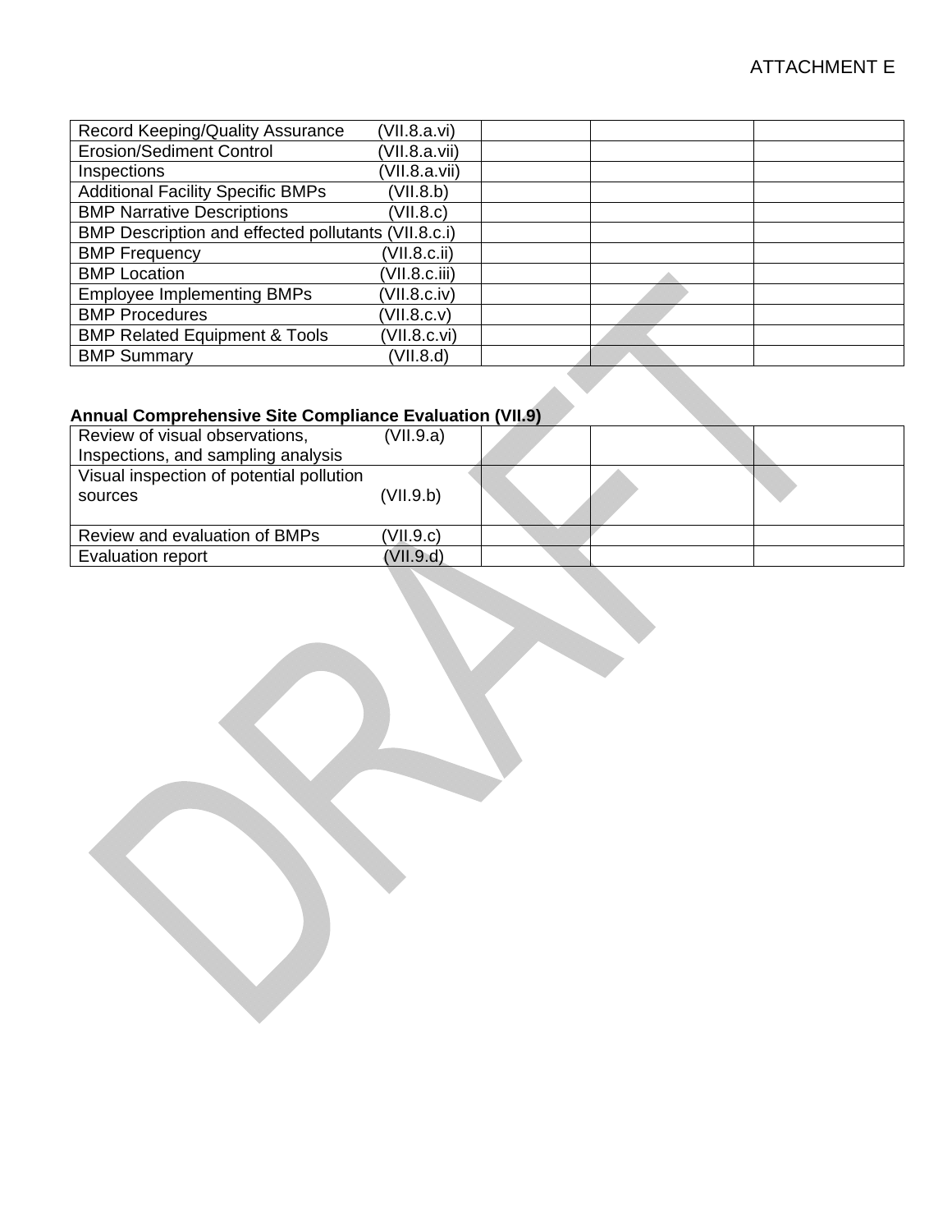ATTACHMENT E

| | | | | |
|---|---|---|---|---|
| Record Keeping/Quality Assurance | (VII.8.a.vi) | | | |
| Erosion/Sediment Control | (VII.8.a.vii) | | | |
| Inspections | (VII.8.a.vii) | | | |
| Additional Facility Specific BMPs | (VII.8.b) | | | |
| BMP Narrative Descriptions | (VII.8.c) | | | |
| BMP Description and effected pollutants | (VII.8.c.i) | | | |
| BMP Frequency | (VII.8.c.ii) | | | |
| BMP Location | (VII.8.c.iii) | | | |
| Employee Implementing BMPs | (VII.8.c.iv) | | | |
| BMP Procedures | (VII.8.c.v) | | | |
| BMP Related Equipment & Tools | (VII.8.c.vi) | | | |
| BMP Summary | (VII.8.d) | | | |

**Annual Comprehensive Site Compliance Evaluation (VII.9)**

| | | | | |
|---|---|---|---|---|
| Review of visual observations, Inspections, and sampling analysis | (VII.9.a) | | | |
| Visual inspection of potential pollution sources | (VII.9.b) | | | |
| Review and evaluation of BMPs | (VII.9.c) | | | |
| Evaluation report | (VII.9.d) | | | |

DRAFT